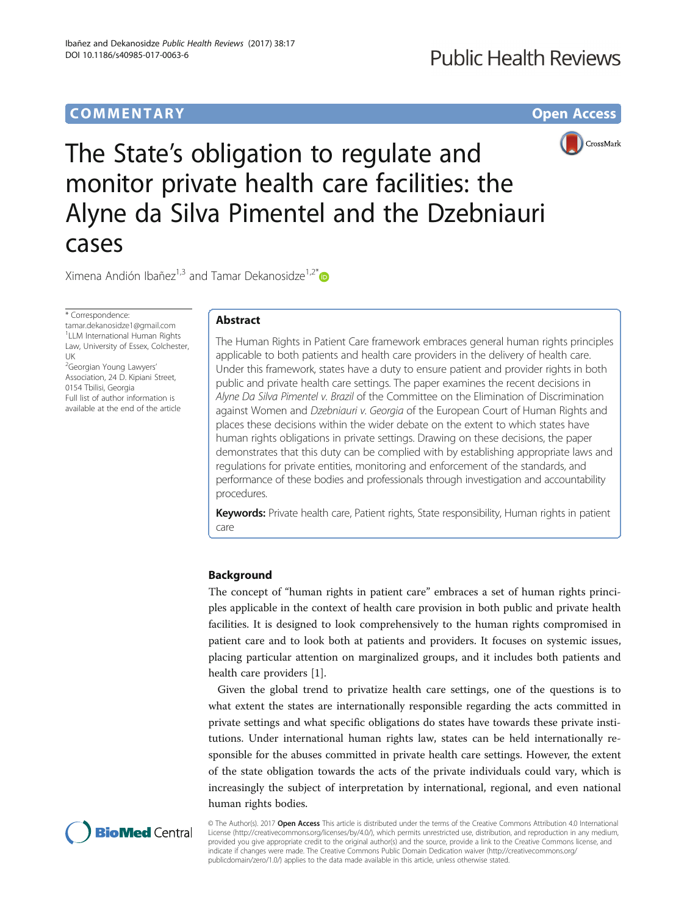COMMENTARY

Open Access

# The State's obligation to regulate and monitor private health care facilities: the Alyne da Silva Pimentel and the Dzebniauri cases

Ximena Andión Ibañez[1,3] and Tamar Dekanosidze[1,2*]

\* Correspondence: tamar.dekanosidze1@gmail.com
[1]LLM International Human Rights Law, University of Essex, Colchester, UK
[2]Georgian Young Lawyers' Association, 24 D. Kipiani Street, 0154 Tbilisi, Georgia
Full list of author information is available at the end of the article

## Abstract

The Human Rights in Patient Care framework embraces general human rights principles applicable to both patients and health care providers in the delivery of health care. Under this framework, states have a duty to ensure patient and provider rights in both public and private health care settings. The paper examines the recent decisions in *Alyne Da Silva Pimentel v. Brazil* of the Committee on the Elimination of Discrimination against Women and *Dzebniauri v. Georgia* of the European Court of Human Rights and places these decisions within the wider debate on the extent to which states have human rights obligations in private settings. Drawing on these decisions, the paper demonstrates that this duty can be complied with by establishing appropriate laws and regulations for private entities, monitoring and enforcement of the standards, and performance of these bodies and professionals through investigation and accountability procedures.

**Keywords:** Private health care, Patient rights, State responsibility, Human rights in patient care

## Background

The concept of "human rights in patient care" embraces a set of human rights principles applicable in the context of health care provision in both public and private health facilities. It is designed to look comprehensively to the human rights compromised in patient care and to look both at patients and providers. It focuses on systemic issues, placing particular attention on marginalized groups, and it includes both patients and health care providers [1].

Given the global trend to privatize health care settings, one of the questions is to what extent the states are internationally responsible regarding the acts committed in private settings and what specific obligations do states have towards these private institutions. Under international human rights law, states can be held internationally responsible for the abuses committed in private health care settings. However, the extent of the state obligation towards the acts of the private individuals could vary, which is increasingly the subject of interpretation by international, regional, and even national human rights bodies.

© The Author(s). 2017 **Open Access** This article is distributed under the terms of the Creative Commons Attribution 4.0 International License (http://creativecommons.org/licenses/by/4.0/), which permits unrestricted use, distribution, and reproduction in any medium, provided you give appropriate credit to the original author(s) and the source, provide a link to the Creative Commons license, and indicate if changes were made. The Creative Commons Public Domain Dedication waiver (http://creativecommons.org/publicdomain/zero/1.0/) applies to the data made available in this article, unless otherwise stated.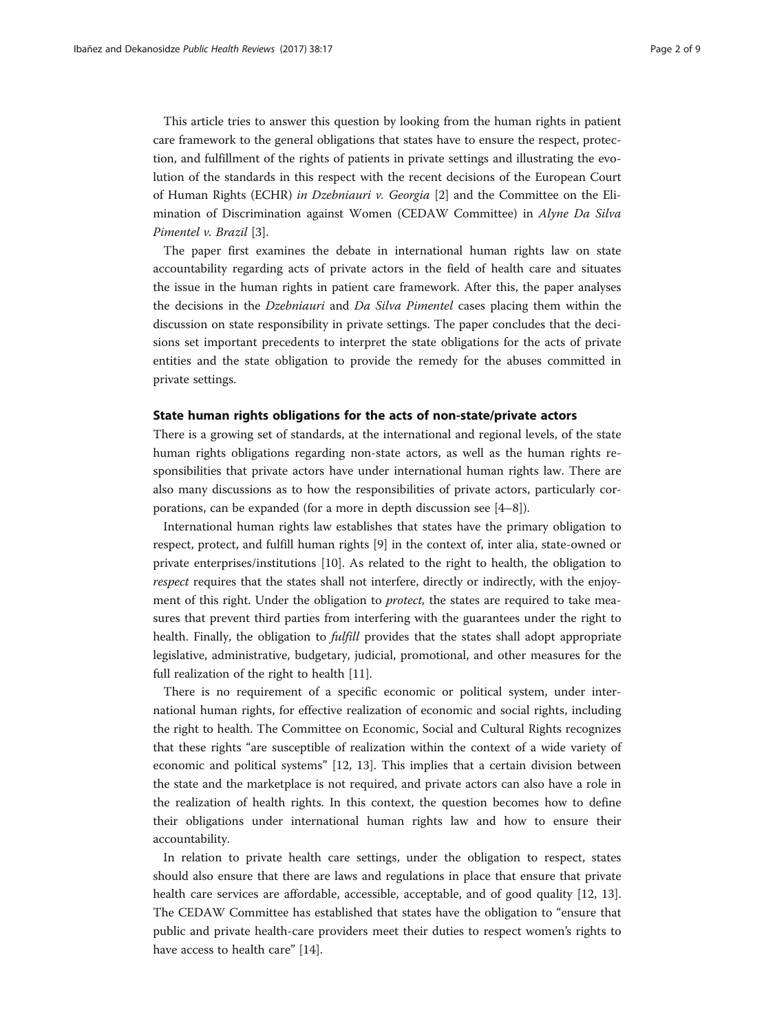This article tries to answer this question by looking from the human rights in patient care framework to the general obligations that states have to ensure the respect, protection, and fulfillment of the rights of patients in private settings and illustrating the evolution of the standards in this respect with the recent decisions of the European Court of Human Rights (ECHR) *in Dzebniauri v. Georgia* [2] and the Committee on the Elimination of Discrimination against Women (CEDAW Committee) in *Alyne Da Silva Pimentel v. Brazil* [3].

The paper first examines the debate in international human rights law on state accountability regarding acts of private actors in the field of health care and situates the issue in the human rights in patient care framework. After this, the paper analyses the decisions in the *Dzebniauri* and *Da Silva Pimentel* cases placing them within the discussion on state responsibility in private settings. The paper concludes that the decisions set important precedents to interpret the state obligations for the acts of private entities and the state obligation to provide the remedy for the abuses committed in private settings.

## State human rights obligations for the acts of non-state/private actors

There is a growing set of standards, at the international and regional levels, of the state human rights obligations regarding non-state actors, as well as the human rights responsibilities that private actors have under international human rights law. There are also many discussions as to how the responsibilities of private actors, particularly corporations, can be expanded (for a more in depth discussion see [4–8]).

International human rights law establishes that states have the primary obligation to respect, protect, and fulfill human rights [9] in the context of, inter alia, state-owned or private enterprises/institutions [10]. As related to the right to health, the obligation to *respect* requires that the states shall not interfere, directly or indirectly, with the enjoyment of this right. Under the obligation to *protect,* the states are required to take measures that prevent third parties from interfering with the guarantees under the right to health. Finally, the obligation to *fulfill* provides that the states shall adopt appropriate legislative, administrative, budgetary, judicial, promotional, and other measures for the full realization of the right to health [11].

There is no requirement of a specific economic or political system, under international human rights, for effective realization of economic and social rights, including the right to health. The Committee on Economic, Social and Cultural Rights recognizes that these rights "are susceptible of realization within the context of a wide variety of economic and political systems" [12, 13]. This implies that a certain division between the state and the marketplace is not required, and private actors can also have a role in the realization of health rights. In this context, the question becomes how to define their obligations under international human rights law and how to ensure their accountability.

In relation to private health care settings, under the obligation to respect, states should also ensure that there are laws and regulations in place that ensure that private health care services are affordable, accessible, acceptable, and of good quality [12, 13]. The CEDAW Committee has established that states have the obligation to "ensure that public and private health-care providers meet their duties to respect women's rights to have access to health care" [14].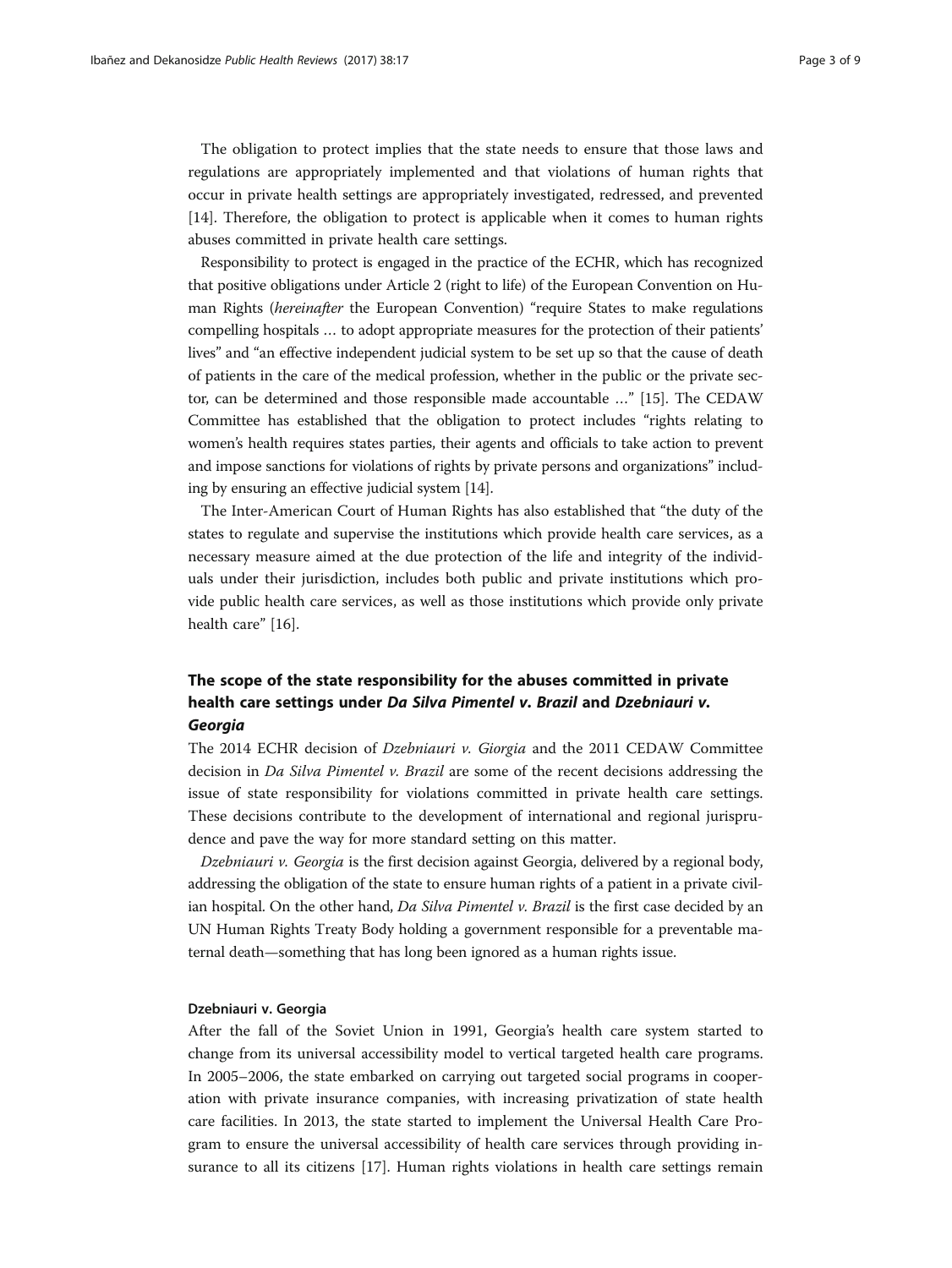The obligation to protect implies that the state needs to ensure that those laws and regulations are appropriately implemented and that violations of human rights that occur in private health settings are appropriately investigated, redressed, and prevented [14]. Therefore, the obligation to protect is applicable when it comes to human rights abuses committed in private health care settings.

Responsibility to protect is engaged in the practice of the ECHR, which has recognized that positive obligations under Article 2 (right to life) of the European Convention on Human Rights (*hereinafter* the European Convention) "require States to make regulations compelling hospitals … to adopt appropriate measures for the protection of their patients' lives" and "an effective independent judicial system to be set up so that the cause of death of patients in the care of the medical profession, whether in the public or the private sector, can be determined and those responsible made accountable …" [15]. The CEDAW Committee has established that the obligation to protect includes "rights relating to women's health requires states parties, their agents and officials to take action to prevent and impose sanctions for violations of rights by private persons and organizations" including by ensuring an effective judicial system [14].

The Inter-American Court of Human Rights has also established that "the duty of the states to regulate and supervise the institutions which provide health care services, as a necessary measure aimed at the due protection of the life and integrity of the individuals under their jurisdiction, includes both public and private institutions which provide public health care services, as well as those institutions which provide only private health care" [16].

## The scope of the state responsibility for the abuses committed in private health care settings under *Da Silva Pimentel v. Brazil* and *Dzebniauri v. Georgia*

The 2014 ECHR decision of *Dzebniauri v. Giorgia* and the 2011 CEDAW Committee decision in *Da Silva Pimentel v. Brazil* are some of the recent decisions addressing the issue of state responsibility for violations committed in private health care settings. These decisions contribute to the development of international and regional jurisprudence and pave the way for more standard setting on this matter.

*Dzebniauri v. Georgia* is the first decision against Georgia, delivered by a regional body, addressing the obligation of the state to ensure human rights of a patient in a private civilian hospital. On the other hand, *Da Silva Pimentel v. Brazil* is the first case decided by an UN Human Rights Treaty Body holding a government responsible for a preventable maternal death—something that has long been ignored as a human rights issue.

### Dzebniauri v. Georgia

After the fall of the Soviet Union in 1991, Georgia's health care system started to change from its universal accessibility model to vertical targeted health care programs. In 2005–2006, the state embarked on carrying out targeted social programs in cooperation with private insurance companies, with increasing privatization of state health care facilities. In 2013, the state started to implement the Universal Health Care Program to ensure the universal accessibility of health care services through providing insurance to all its citizens [17]. Human rights violations in health care settings remain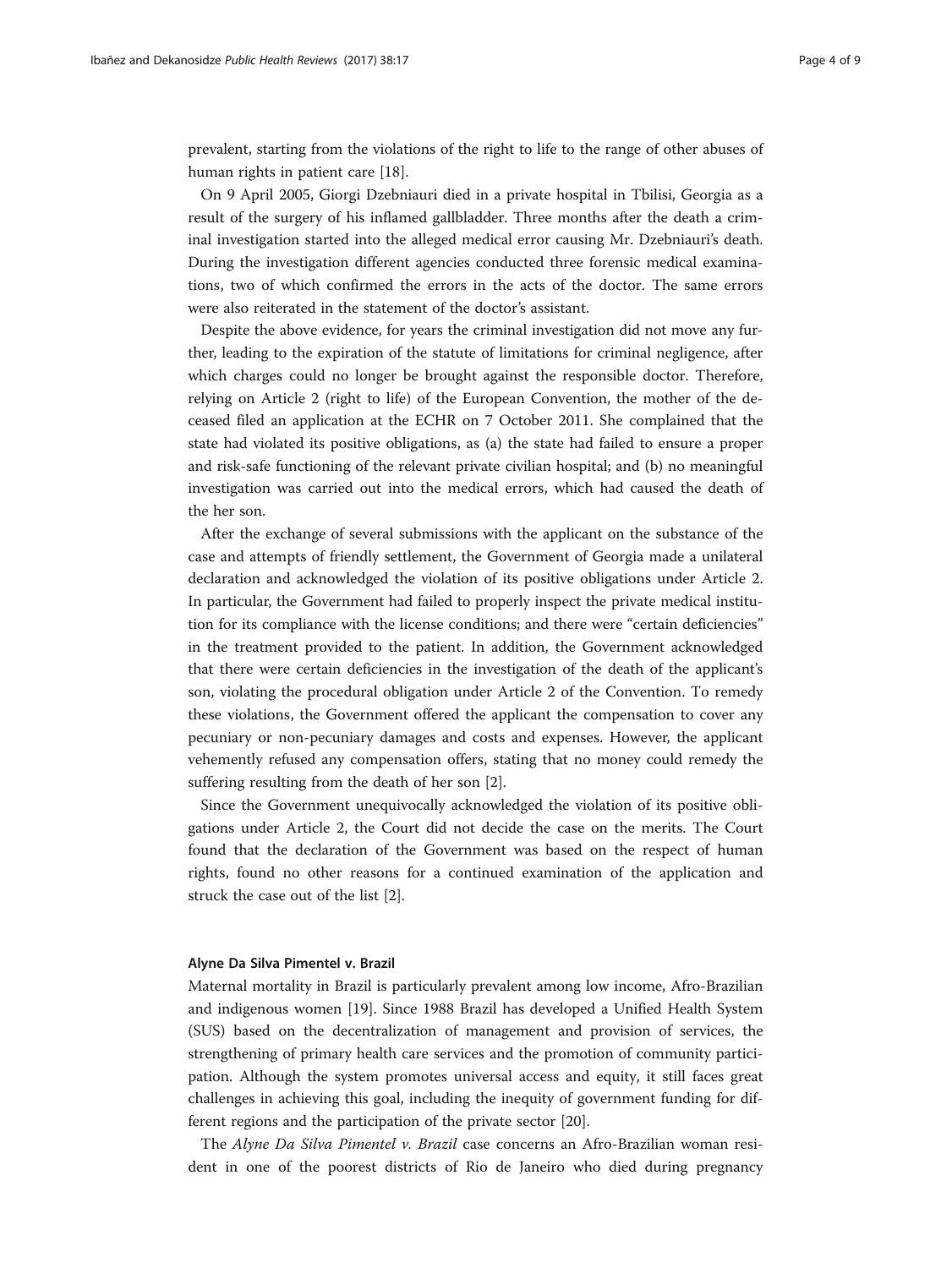prevalent, starting from the violations of the right to life to the range of other abuses of human rights in patient care [18].

On 9 April 2005, Giorgi Dzebniauri died in a private hospital in Tbilisi, Georgia as a result of the surgery of his inflamed gallbladder. Three months after the death a criminal investigation started into the alleged medical error causing Mr. Dzebniauri's death. During the investigation different agencies conducted three forensic medical examinations, two of which confirmed the errors in the acts of the doctor. The same errors were also reiterated in the statement of the doctor's assistant.

Despite the above evidence, for years the criminal investigation did not move any further, leading to the expiration of the statute of limitations for criminal negligence, after which charges could no longer be brought against the responsible doctor. Therefore, relying on Article 2 (right to life) of the European Convention, the mother of the deceased filed an application at the ECHR on 7 October 2011. She complained that the state had violated its positive obligations, as (a) the state had failed to ensure a proper and risk-safe functioning of the relevant private civilian hospital; and (b) no meaningful investigation was carried out into the medical errors, which had caused the death of the her son.

After the exchange of several submissions with the applicant on the substance of the case and attempts of friendly settlement, the Government of Georgia made a unilateral declaration and acknowledged the violation of its positive obligations under Article 2. In particular, the Government had failed to properly inspect the private medical institution for its compliance with the license conditions; and there were "certain deficiencies" in the treatment provided to the patient. In addition, the Government acknowledged that there were certain deficiencies in the investigation of the death of the applicant's son, violating the procedural obligation under Article 2 of the Convention. To remedy these violations, the Government offered the applicant the compensation to cover any pecuniary or non-pecuniary damages and costs and expenses. However, the applicant vehemently refused any compensation offers, stating that no money could remedy the suffering resulting from the death of her son [2].

Since the Government unequivocally acknowledged the violation of its positive obligations under Article 2, the Court did not decide the case on the merits. The Court found that the declaration of the Government was based on the respect of human rights, found no other reasons for a continued examination of the application and struck the case out of the list [2].

### Alyne Da Silva Pimentel v. Brazil

Maternal mortality in Brazil is particularly prevalent among low income, Afro-Brazilian and indigenous women [19]. Since 1988 Brazil has developed a Unified Health System (SUS) based on the decentralization of management and provision of services, the strengthening of primary health care services and the promotion of community participation. Although the system promotes universal access and equity, it still faces great challenges in achieving this goal, including the inequity of government funding for different regions and the participation of the private sector [20].

The *Alyne Da Silva Pimentel v. Brazil* case concerns an Afro-Brazilian woman resident in one of the poorest districts of Rio de Janeiro who died during pregnancy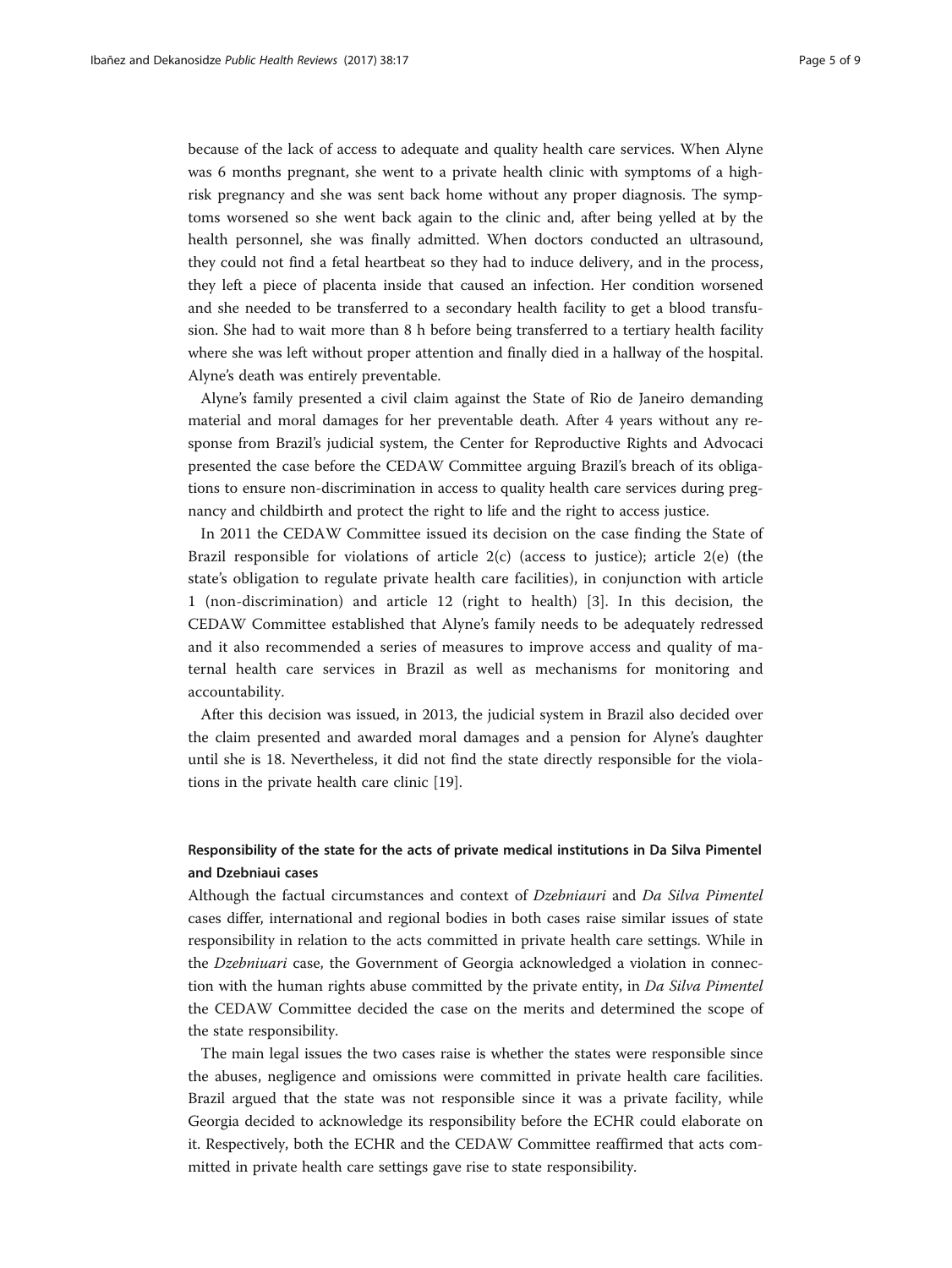because of the lack of access to adequate and quality health care services. When Alyne was 6 months pregnant, she went to a private health clinic with symptoms of a high-risk pregnancy and she was sent back home without any proper diagnosis. The symptoms worsened so she went back again to the clinic and, after being yelled at by the health personnel, she was finally admitted. When doctors conducted an ultrasound, they could not find a fetal heartbeat so they had to induce delivery, and in the process, they left a piece of placenta inside that caused an infection. Her condition worsened and she needed to be transferred to a secondary health facility to get a blood transfusion. She had to wait more than 8 h before being transferred to a tertiary health facility where she was left without proper attention and finally died in a hallway of the hospital. Alyne's death was entirely preventable.

Alyne's family presented a civil claim against the State of Rio de Janeiro demanding material and moral damages for her preventable death. After 4 years without any response from Brazil's judicial system, the Center for Reproductive Rights and Advocaci presented the case before the CEDAW Committee arguing Brazil's breach of its obligations to ensure non-discrimination in access to quality health care services during pregnancy and childbirth and protect the right to life and the right to access justice.

In 2011 the CEDAW Committee issued its decision on the case finding the State of Brazil responsible for violations of article 2(c) (access to justice); article 2(e) (the state's obligation to regulate private health care facilities), in conjunction with article 1 (non-discrimination) and article 12 (right to health) [3]. In this decision, the CEDAW Committee established that Alyne's family needs to be adequately redressed and it also recommended a series of measures to improve access and quality of maternal health care services in Brazil as well as mechanisms for monitoring and accountability.

After this decision was issued, in 2013, the judicial system in Brazil also decided over the claim presented and awarded moral damages and a pension for Alyne's daughter until she is 18. Nevertheless, it did not find the state directly responsible for the violations in the private health care clinic [19].

## Responsibility of the state for the acts of private medical institutions in Da Silva Pimentel and Dzebniaui cases

Although the factual circumstances and context of *Dzebniauri* and *Da Silva Pimentel* cases differ, international and regional bodies in both cases raise similar issues of state responsibility in relation to the acts committed in private health care settings. While in the *Dzebniuari* case, the Government of Georgia acknowledged a violation in connection with the human rights abuse committed by the private entity, in *Da Silva Pimentel* the CEDAW Committee decided the case on the merits and determined the scope of the state responsibility.

The main legal issues the two cases raise is whether the states were responsible since the abuses, negligence and omissions were committed in private health care facilities. Brazil argued that the state was not responsible since it was a private facility, while Georgia decided to acknowledge its responsibility before the ECHR could elaborate on it. Respectively, both the ECHR and the CEDAW Committee reaffirmed that acts committed in private health care settings gave rise to state responsibility.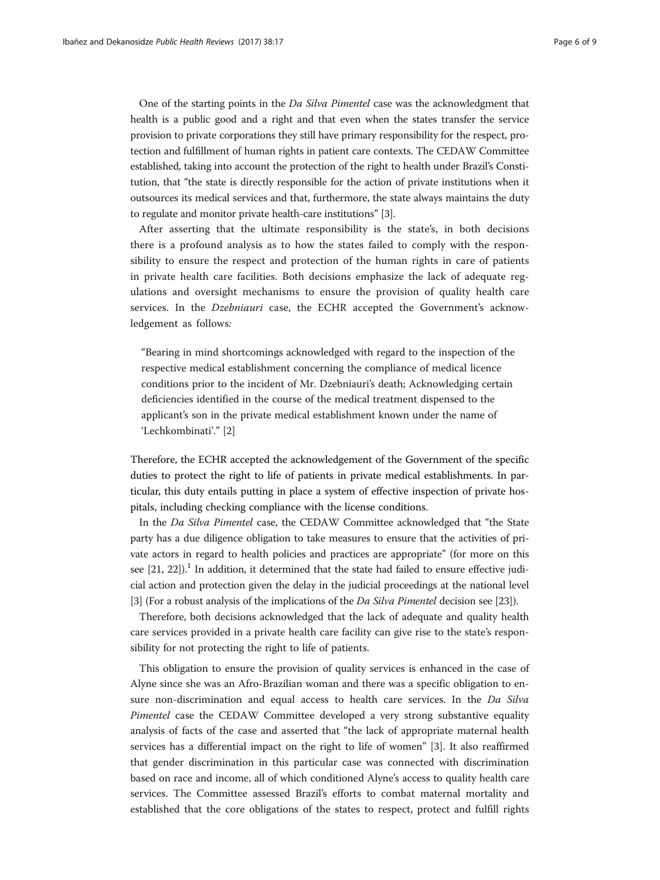One of the starting points in the *Da Silva Pimentel* case was the acknowledgment that health is a public good and a right and that even when the states transfer the service provision to private corporations they still have primary responsibility for the respect, protection and fulfillment of human rights in patient care contexts. The CEDAW Committee established, taking into account the protection of the right to health under Brazil's Constitution, that "the state is directly responsible for the action of private institutions when it outsources its medical services and that, furthermore, the state always maintains the duty to regulate and monitor private health-care institutions" [3].

After asserting that the ultimate responsibility is the state's, in both decisions there is a profound analysis as to how the states failed to comply with the responsibility to ensure the respect and protection of the human rights in care of patients in private health care facilities. Both decisions emphasize the lack of adequate regulations and oversight mechanisms to ensure the provision of quality health care services. In the *Dzebniauri* case, the ECHR accepted the Government's acknowledgement as follows:

> "Bearing in mind shortcomings acknowledged with regard to the inspection of the respective medical establishment concerning the compliance of medical licence conditions prior to the incident of Mr. Dzebniauri's death; Acknowledging certain deficiencies identified in the course of the medical treatment dispensed to the applicant's son in the private medical establishment known under the name of 'Lechkombinati'." [2]

Therefore, the ECHR accepted the acknowledgement of the Government of the specific duties to protect the right to life of patients in private medical establishments. In particular, this duty entails putting in place a system of effective inspection of private hospitals, including checking compliance with the license conditions.

In the *Da Silva Pimentel* case, the CEDAW Committee acknowledged that "the State party has a due diligence obligation to take measures to ensure that the activities of private actors in regard to health policies and practices are appropriate" (for more on this see [21, 22]).[1] In addition, it determined that the state had failed to ensure effective judicial action and protection given the delay in the judicial proceedings at the national level [3] (For a robust analysis of the implications of the *Da Silva Pimentel* decision see [23]).

Therefore, both decisions acknowledged that the lack of adequate and quality health care services provided in a private health care facility can give rise to the state's responsibility for not protecting the right to life of patients.

This obligation to ensure the provision of quality services is enhanced in the case of Alyne since she was an Afro-Brazilian woman and there was a specific obligation to ensure non-discrimination and equal access to health care services. In the *Da Silva Pimentel* case the CEDAW Committee developed a very strong substantive equality analysis of facts of the case and asserted that "the lack of appropriate maternal health services has a differential impact on the right to life of women" [3]. It also reaffirmed that gender discrimination in this particular case was connected with discrimination based on race and income, all of which conditioned Alyne's access to quality health care services. The Committee assessed Brazil's efforts to combat maternal mortality and established that the core obligations of the states to respect, protect and fulfill rights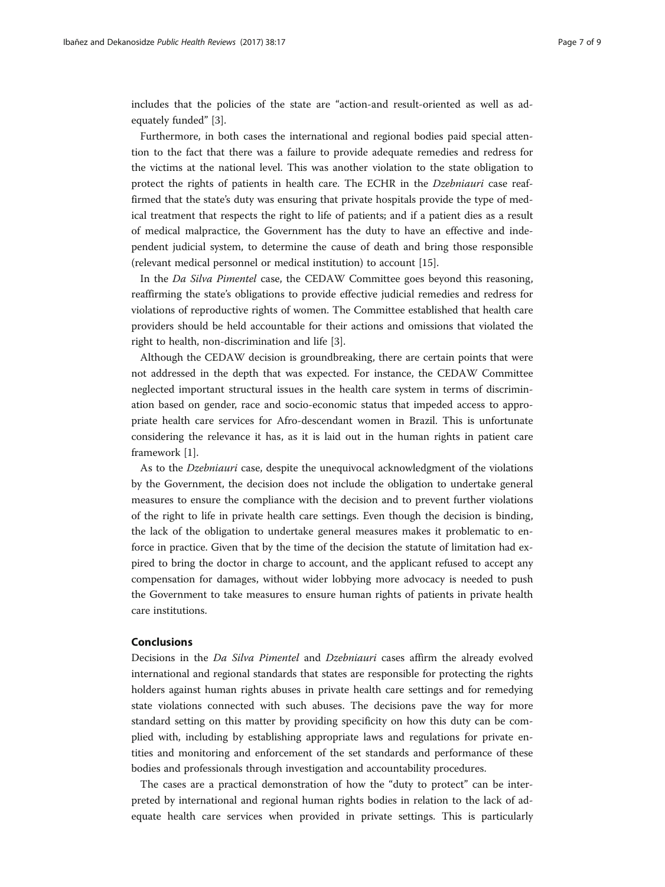includes that the policies of the state are "action-and result-oriented as well as adequately funded" [3].

Furthermore, in both cases the international and regional bodies paid special attention to the fact that there was a failure to provide adequate remedies and redress for the victims at the national level. This was another violation to the state obligation to protect the rights of patients in health care. The ECHR in the *Dzebniauri* case reaffirmed that the state's duty was ensuring that private hospitals provide the type of medical treatment that respects the right to life of patients; and if a patient dies as a result of medical malpractice, the Government has the duty to have an effective and independent judicial system, to determine the cause of death and bring those responsible (relevant medical personnel or medical institution) to account [15].

In the *Da Silva Pimentel* case, the CEDAW Committee goes beyond this reasoning, reaffirming the state's obligations to provide effective judicial remedies and redress for violations of reproductive rights of women. The Committee established that health care providers should be held accountable for their actions and omissions that violated the right to health, non-discrimination and life [3].

Although the CEDAW decision is groundbreaking, there are certain points that were not addressed in the depth that was expected. For instance, the CEDAW Committee neglected important structural issues in the health care system in terms of discrimination based on gender, race and socio-economic status that impeded access to appropriate health care services for Afro-descendant women in Brazil. This is unfortunate considering the relevance it has, as it is laid out in the human rights in patient care framework [1].

As to the *Dzebniauri* case, despite the unequivocal acknowledgment of the violations by the Government, the decision does not include the obligation to undertake general measures to ensure the compliance with the decision and to prevent further violations of the right to life in private health care settings. Even though the decision is binding, the lack of the obligation to undertake general measures makes it problematic to enforce in practice. Given that by the time of the decision the statute of limitation had expired to bring the doctor in charge to account, and the applicant refused to accept any compensation for damages, without wider lobbying more advocacy is needed to push the Government to take measures to ensure human rights of patients in private health care institutions.

## Conclusions

Decisions in the *Da Silva Pimentel* and *Dzebniauri* cases affirm the already evolved international and regional standards that states are responsible for protecting the rights holders against human rights abuses in private health care settings and for remedying state violations connected with such abuses. The decisions pave the way for more standard setting on this matter by providing specificity on how this duty can be complied with, including by establishing appropriate laws and regulations for private entities and monitoring and enforcement of the set standards and performance of these bodies and professionals through investigation and accountability procedures.

The cases are a practical demonstration of how the "duty to protect" can be interpreted by international and regional human rights bodies in relation to the lack of adequate health care services when provided in private settings. This is particularly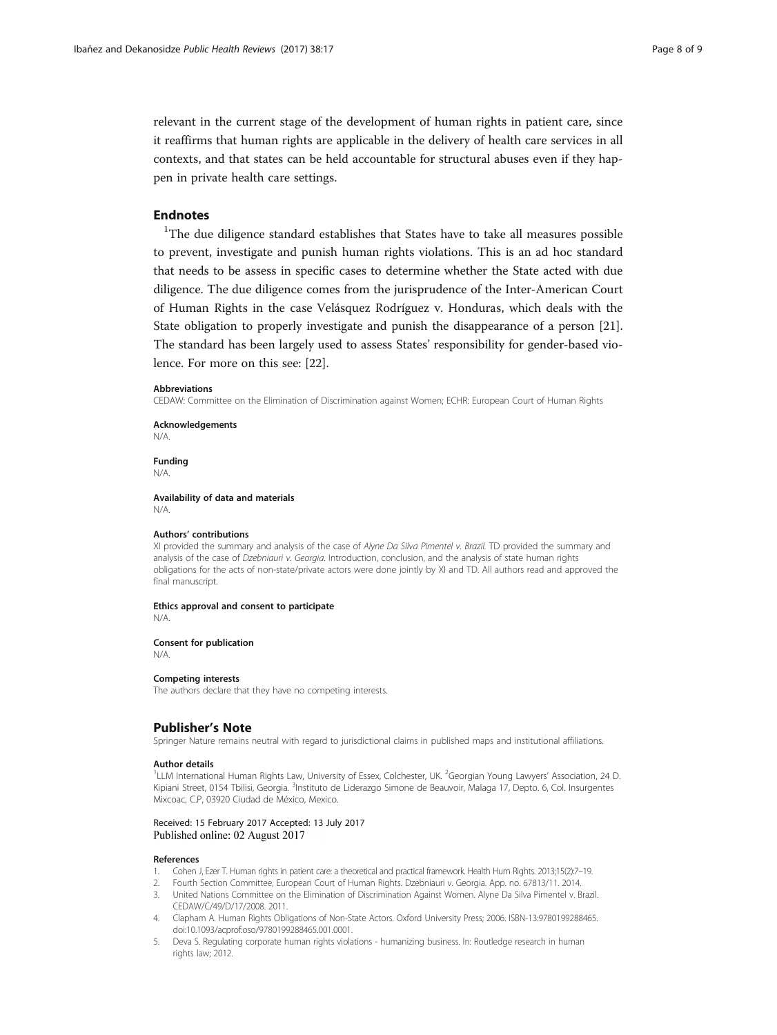relevant in the current stage of the development of human rights in patient care, since it reaffirms that human rights are applicable in the delivery of health care services in all contexts, and that states can be held accountable for structural abuses even if they happen in private health care settings.

## Endnotes

[1]The due diligence standard establishes that States have to take all measures possible to prevent, investigate and punish human rights violations. This is an ad hoc standard that needs to be assess in specific cases to determine whether the State acted with due diligence. The due diligence comes from the jurisprudence of the Inter-American Court of Human Rights in the case Velásquez Rodríguez v. Honduras, which deals with the State obligation to properly investigate and punish the disappearance of a person [21]. The standard has been largely used to assess States' responsibility for gender-based violence. For more on this see: [22].

#### Abbreviations

CEDAW: Committee on the Elimination of Discrimination against Women; ECHR: European Court of Human Rights

#### Acknowledgements

N/A.

#### Funding

N/A.

#### Availability of data and materials

N/A.

#### Authors' contributions

XI provided the summary and analysis of the case of *Alyne Da Silva Pimentel v. Brazil*. TD provided the summary and analysis of the case of *Dzebniauri v. Georgia*. Introduction, conclusion, and the analysis of state human rights obligations for the acts of non-state/private actors were done jointly by XI and TD. All authors read and approved the final manuscript.

#### Ethics approval and consent to participate

N/A.

#### Consent for publication

N/A.

#### Competing interests

The authors declare that they have no competing interests.

## Publisher's Note

Springer Nature remains neutral with regard to jurisdictional claims in published maps and institutional affiliations.

#### Author details

[1]LLM International Human Rights Law, University of Essex, Colchester, UK. [2]Georgian Young Lawyers' Association, 24 D. Kipiani Street, 0154 Tbilisi, Georgia. [3]Instituto de Liderazgo Simone de Beauvoir, Malaga 17, Depto. 6, Col. Insurgentes Mixcoac, C.P, 03920 Ciudad de México, Mexico.

Received: 15 February 2017 Accepted: 13 July 2017
Published online: 02 August 2017

#### References

1. Cohen J, Ezer T. Human rights in patient care: a theoretical and practical framework. Health Hum Rights. 2013;15(2):7–19.
2. Fourth Section Committee, European Court of Human Rights. Dzebniauri v. Georgia. App. no. 67813/11. 2014.
3. United Nations Committee on the Elimination of Discrimination Against Women. Alyne Da Silva Pimentel v. Brazil. CEDAW/C/49/D/17/2008. 2011.
4. Clapham A. Human Rights Obligations of Non-State Actors. Oxford University Press; 2006. ISBN-13:9780199288465. doi:10.1093/acprof:oso/9780199288465.001.0001.
5. Deva S. Regulating corporate human rights violations - humanizing business. In: Routledge research in human rights law; 2012.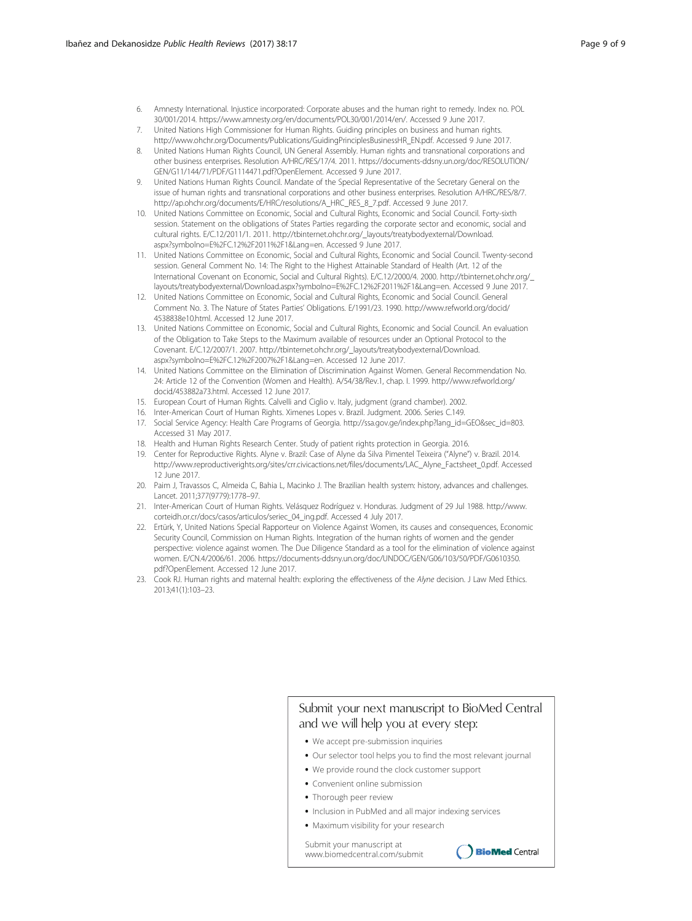6. Amnesty International. Injustice incorporated: Corporate abuses and the human right to remedy. Index no. POL 30/001/2014. https://www.amnesty.org/en/documents/POL30/001/2014/en/. Accessed 9 June 2017.
7. United Nations High Commissioner for Human Rights. Guiding principles on business and human rights. http://www.ohchr.org/Documents/Publications/GuidingPrinciplesBusinessHR_EN.pdf. Accessed 9 June 2017.
8. United Nations Human Rights Council, UN General Assembly. Human rights and transnational corporations and other business enterprises. Resolution A/HRC/RES/17/4. 2011. https://documents-ddsny.un.org/doc/RESOLUTION/GEN/G11/144/71/PDF/G1114471.pdf?OpenElement. Accessed 9 June 2017.
9. United Nations Human Rights Council. Mandate of the Special Representative of the Secretary General on the issue of human rights and transnational corporations and other business enterprises. Resolution A/HRC/RES/8/7. http://ap.ohchr.org/documents/E/HRC/resolutions/A_HRC_RES_8_7.pdf. Accessed 9 June 2017.
10. United Nations Committee on Economic, Social and Cultural Rights, Economic and Social Council. Forty-sixth session. Statement on the obligations of States Parties regarding the corporate sector and economic, social and cultural rights. E/C.12/2011/1. 2011. http://tbinternet.ohchr.org/_layouts/treatybodyexternal/Download.aspx?symbolno=E%2FC.12%2F2011%2F1&Lang=en. Accessed 9 June 2017.
11. United Nations Committee on Economic, Social and Cultural Rights, Economic and Social Council. Twenty-second session. General Comment No. 14: The Right to the Highest Attainable Standard of Health (Art. 12 of the International Covenant on Economic, Social and Cultural Rights). E/C.12/2000/4. 2000. http://tbinternet.ohchr.org/_layouts/treatybodyexternal/Download.aspx?symbolno=E%2FC.12%2F2011%2F1&Lang=en. Accessed 9 June 2017.
12. United Nations Committee on Economic, Social and Cultural Rights, Economic and Social Council. General Comment No. 3. The Nature of States Parties' Obligations. E/1991/23. 1990. http://www.refworld.org/docid/4538838e10.html. Accessed 12 June 2017.
13. United Nations Committee on Economic, Social and Cultural Rights, Economic and Social Council. An evaluation of the Obligation to Take Steps to the Maximum available of resources under an Optional Protocol to the Covenant. E/C.12/2007/1. 2007. http://tbinternet.ohchr.org/_layouts/treatybodyexternal/Download.aspx?symbolno=E%2FC.12%2F2007%2F1&Lang=en. Accessed 12 June 2017.
14. United Nations Committee on the Elimination of Discrimination Against Women. General Recommendation No. 24: Article 12 of the Convention (Women and Health). A/54/38/Rev.1, chap. I. 1999. http://www.refworld.org/docid/453882a73.html. Accessed 12 June 2017.
15. European Court of Human Rights. Calvelli and Ciglio v. Italy, judgment (grand chamber). 2002.
16. Inter-American Court of Human Rights. Ximenes Lopes v. Brazil. Judgment. 2006. Series C.149.
17. Social Service Agency: Health Care Programs of Georgia. http://ssa.gov.ge/index.php?lang_id=GEO&sec_id=803. Accessed 31 May 2017.
18. Health and Human Rights Research Center. Study of patient rights protection in Georgia. 2016.
19. Center for Reproductive Rights. Alyne v. Brazil: Case of Alyne da Silva Pimentel Teixeira ("Alyne") v. Brazil. 2014. http://www.reproductiverights.org/sites/crr.civicactions.net/files/documents/LAC_Alyne_Factsheet_0.pdf. Accessed 12 June 2017.
20. Paim J, Travassos C, Almeida C, Bahia L, Macinko J. The Brazilian health system: history, advances and challenges. Lancet. 2011;377(9779):1778–97.
21. Inter-American Court of Human Rights. Velásquez Rodríguez v. Honduras. Judgment of 29 Jul 1988. http://www.corteidh.or.cr/docs/casos/articulos/seriec_04_ing.pdf. Accessed 4 July 2017.
22. Ertürk, Y, United Nations Special Rapporteur on Violence Against Women, its causes and consequences, Economic Security Council, Commission on Human Rights. Integration of the human rights of women and the gender perspective: violence against women. The Due Diligence Standard as a tool for the elimination of violence against women. E/CN.4/2006/61. 2006. https://documents-ddsny.un.org/doc/UNDOC/GEN/G06/103/50/PDF/G0610350.pdf?OpenElement. Accessed 12 June 2017.
23. Cook RJ. Human rights and maternal health: exploring the effectiveness of the *Alyne* decision. J Law Med Ethics. 2013;41(1):103–23.

Submit your next manuscript to BioMed Central and we will help you at every step:

- We accept pre-submission inquiries
- Our selector tool helps you to find the most relevant journal
- We provide round the clock customer support
- Convenient online submission
- Thorough peer review
- Inclusion in PubMed and all major indexing services
- Maximum visibility for your research

Submit your manuscript at www.biomedcentral.com/submit

BioMed Central